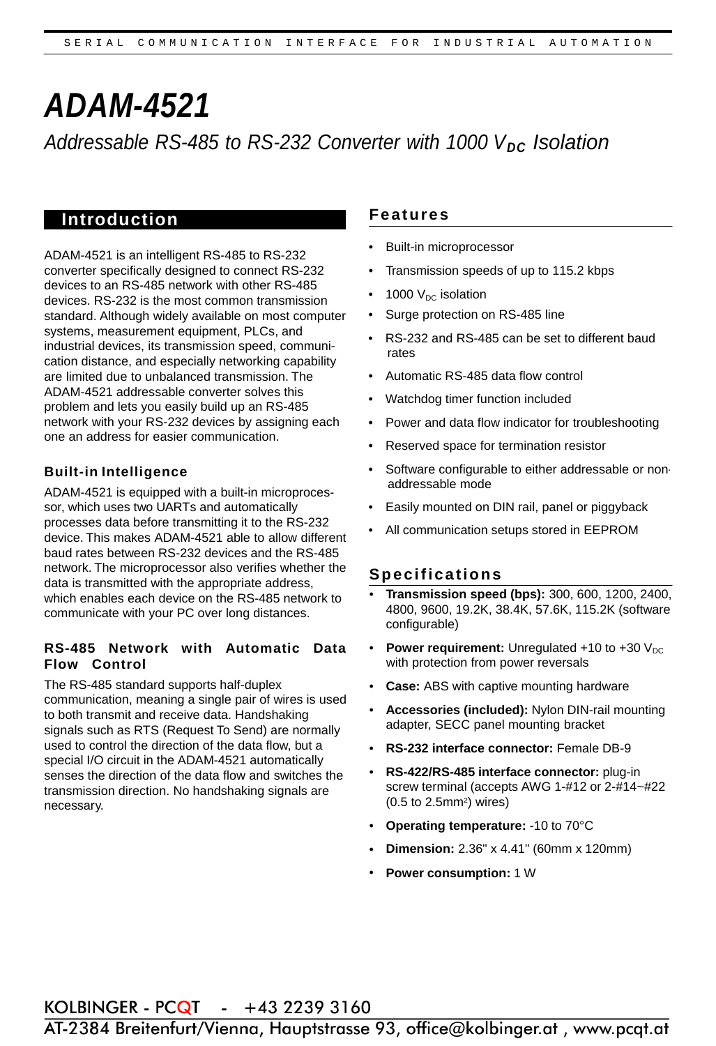# ADAM-4521

*Addressable RS-485 to RS-232 Converter with 1000 $V_{DC}$ Isolation*

## Introduction

ADAM-4521 is an intelligent RS-485 to RS-232 converter specifically designed to connect RS-232 devices to an RS-485 network with other RS-485 devices. RS-232 is the most common transmission standard. Although widely available on most computer systems, measurement equipment, PLCs, and industrial devices, its transmission speed, communication distance, and especially networking capability are limited due to unbalanced transmission. The ADAM-4521 addressable converter solves this problem and lets you easily build up an RS-485 network with your RS-232 devices by assigning each one an address for easier communication.

### Built-in Intelligence

ADAM-4521 is equipped with a built-in microprocessor, which uses two UARTs and automatically processes data before transmitting it to the RS-232 device. This makes ADAM-4521 able to allow different baud rates between RS-232 devices and the RS-485 network. The microprocessor also verifies whether the data is transmitted with the appropriate address, which enables each device on the RS-485 network to communicate with your PC over long distances.

### RS-485 Network with Automatic Data Flow Control

The RS-485 standard supports half-duplex communication, meaning a single pair of wires is used to both transmit and receive data. Handshaking signals such as RTS (Request To Send) are normally used to control the direction of the data flow, but a special I/O circuit in the ADAM-4521 automatically senses the direction of the data flow and switches the transmission direction. No handshaking signals are necessary.

## Features

- Built-in microprocessor
- Transmission speeds of up to 115.2 kbps
- 1000 $V_{DC}$ isolation
- Surge protection on RS-485 line
- RS-232 and RS-485 can be set to different baud rates
- Automatic RS-485 data flow control
- Watchdog timer function included
- Power and data flow indicator for troubleshooting
- Reserved space for termination resistor
- Software configurable to either addressable or non-addressable mode
- Easily mounted on DIN rail, panel or piggyback
- All communication setups stored in EEPROM

## Specifications

- **Transmission speed (bps):** 300, 600, 1200, 2400, 4800, 9600, 19.2K, 38.4K, 57.6K, 115.2K (software configurable)
- **Power requirement:** Unregulated +10 to +30 $V_{DC}$ with protection from power reversals
- **Case:** ABS with captive mounting hardware
- **Accessories (included):** Nylon DIN-rail mounting adapter, SECC panel mounting bracket
- **RS-232 interface connector:** Female DB-9
- **RS-422/RS-485 interface connector:** plug-in screw terminal (accepts AWG 1-#12 or 2-#14~#22 (0.5 to 2.5mm²) wires)
- **Operating temperature:** -10 to 70°C
- **Dimension:** 2.36" x 4.41" (60mm x 120mm)
- **Power consumption:** 1 W

KOLBINGER - PCQT - +43 2239 3160
AT-2384 Breitenfurt/Vienna, Hauptstrasse 93, office@kolbinger.at , www.pcqt.at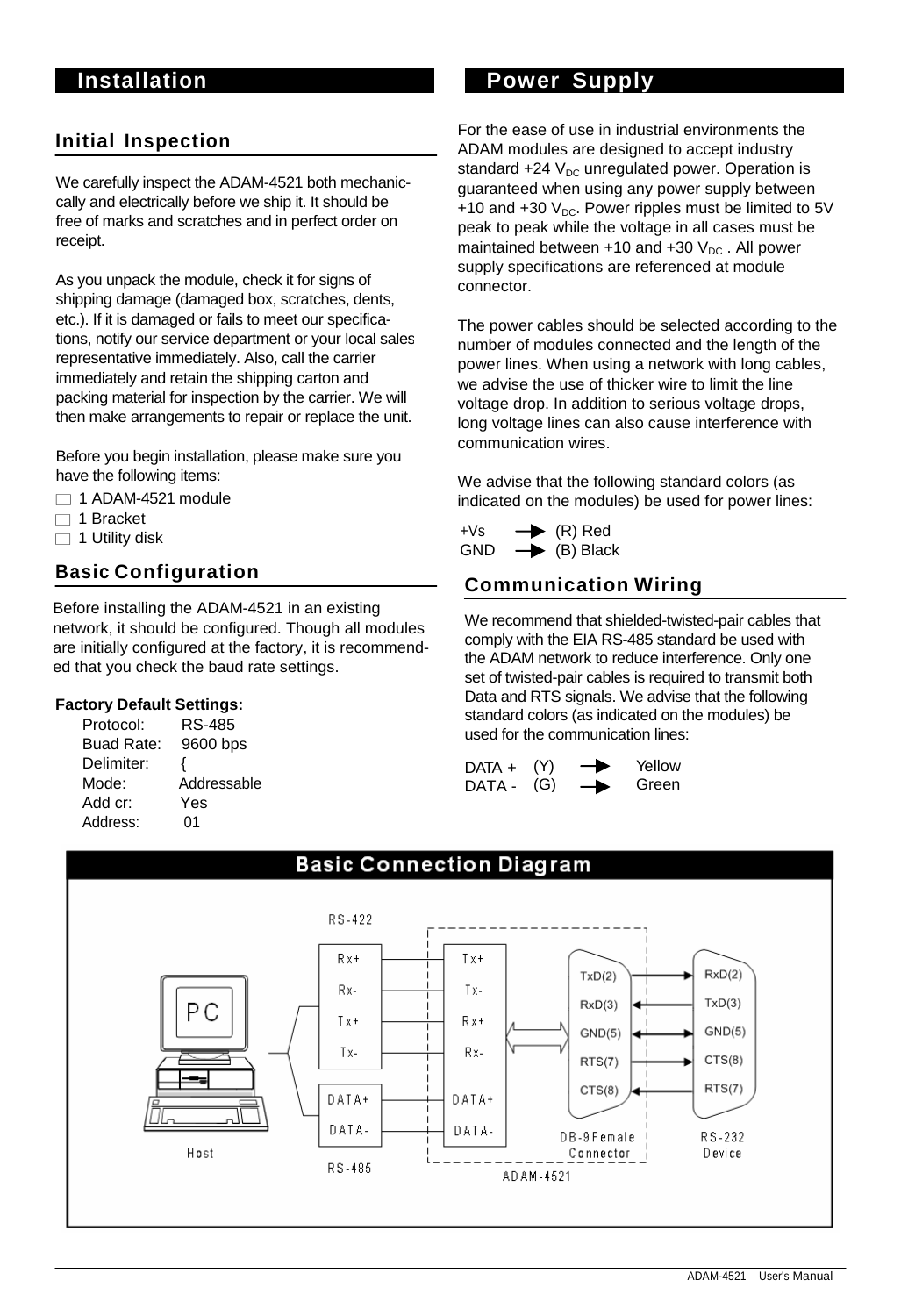## Installation

### Initial Inspection

We carefully inspect the ADAM-4521 both mechanic-cally and electrically before we ship it. It should be free of marks and scratches and in perfect order on receipt.

As you unpack the module, check it for signs of shipping damage (damaged box, scratches, dents, etc.). If it is damaged or fails to meet our specifica-tions, notify our service department or your local sales representative immediately. Also, call the carrier immediately and retain the shipping carton and packing material for inspection by the carrier. We will then make arrangements to repair or replace the unit.

Before you begin installation, please make sure you have the following items:

- ☐ 1 ADAM-4521 module
- ☐ 1 Bracket
- ☐ 1 Utility disk

### Basic Configuration

Before installing the ADAM-4521 in an existing network, it should be configured. Though all modules are initially configured at the factory, it is recommend-ed that you check the baud rate settings.

**Factory Default Settings:**

| | |
|---|---|
| Protocol: | RS-485 |
| Buad Rate: | 9600 bps |
| Delimiter: | { |
| Mode: | Addressable |
| Add cr: | Yes |
| Address: | 01 |

## Power Supply

For the ease of use in industrial environments the ADAM modules are designed to accept industry standard +24 $V_{DC}$ unregulated power. Operation is guaranteed when using any power supply between +10 and +30 $V_{DC}$. Power ripples must be limited to 5V peak to peak while the voltage in all cases must be maintained between +10 and +30 $V_{DC}$ . All power supply specifications are referenced at module connector.

The power cables should be selected according to the number of modules connected and the length of the power lines. When using a network with long cables, we advise the use of thicker wire to limit the line voltage drop. In addition to serious voltage drops, long voltage lines can also cause interference with communication wires.

We advise that the following standard colors (as indicated on the modules) be used for power lines:

+Vs → (R) Red
GND → (B) Black

### Communication Wiring

We recommend that shielded-twisted-pair cables that comply with the EIA RS-485 standard be used with the ADAM network to reduce interference. Only one set of twisted-pair cables is required to transmit both Data and RTS signals. We advise that the following standard colors (as indicated on the modules) be used for the communication lines:

DATA + (Y) → Yellow
DATA - (G) → Green

## Basic Connection Diagram

Host (PC) — RS-422: Rx+ ↔ Tx+, Rx- ↔ Tx-, Tx+ ↔ Rx+, Tx- ↔ Rx-; RS-485: DATA+ ↔ DATA+, DATA- ↔ DATA- (ADAM-4521)

ADAM-4521 DB-9 Female Connector ↔ RS-232 Device: TxD(2) → RxD(2); RxD(3) ← TxD(3); GND(5) ↔ GND(5); RTS(7) → CTS(8); CTS(8) ← RTS(7)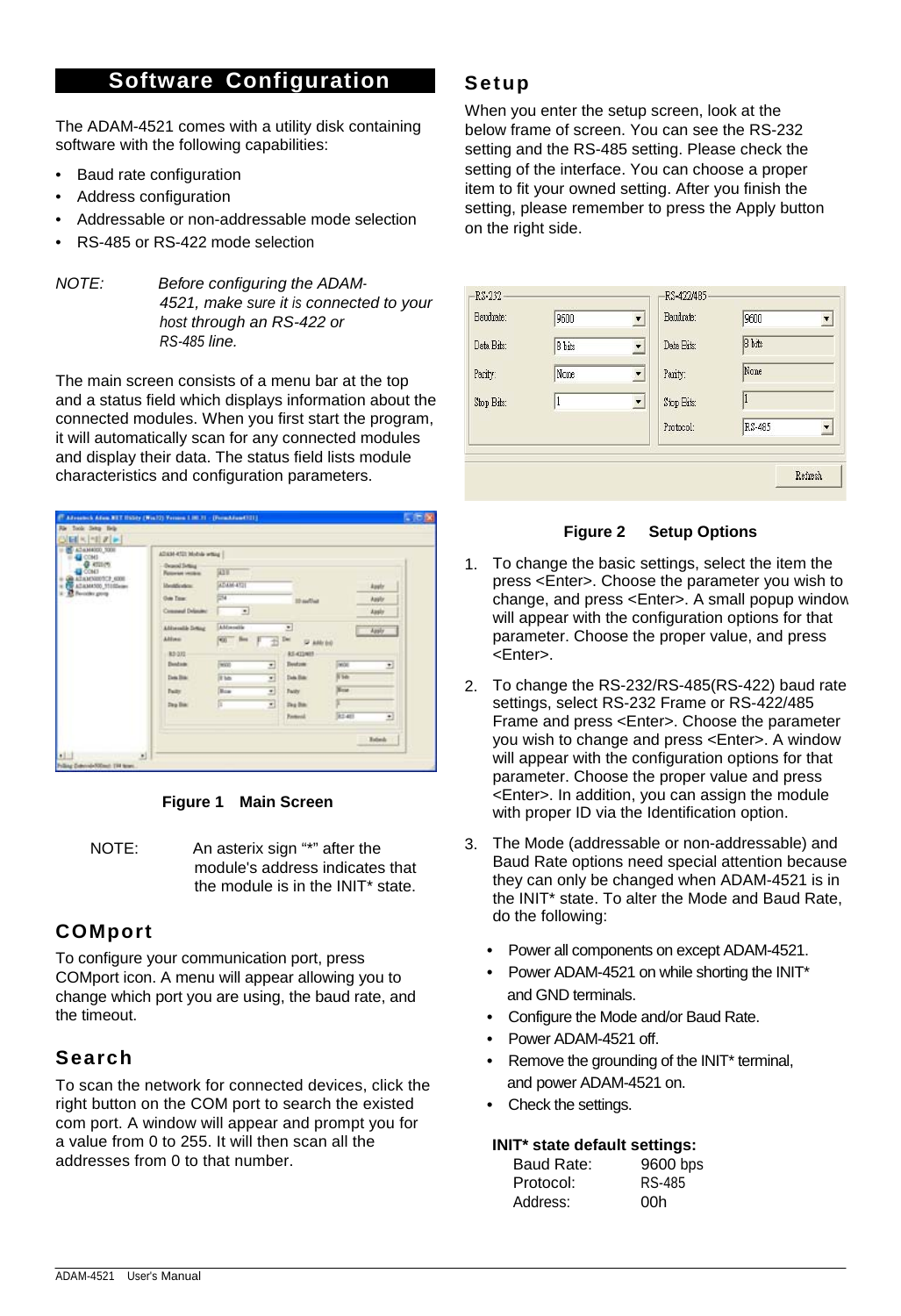## Software Configuration

The ADAM-4521 comes with a utility disk containing software with the following capabilities:

- Baud rate configuration
- Address configuration
- Addressable or non-addressable mode selection
- RS-485 or RS-422 mode selection

*NOTE: Before configuring the ADAM-4521, make sure it is connected to your host through an RS-422 or RS-485 line.*

The main screen consists of a menu bar at the top and a status field which displays information about the connected modules. When you first start the program, it will automatically scan for any connected modules and display their data. The status field lists module characteristics and configuration parameters.

**Figure 1 Main Screen**

NOTE: An asterix sign "*" after the module's address indicates that the module is in the INIT* state.

### COMport

To configure your communication port, press COMport icon. A menu will appear allowing you to change which port you are using, the baud rate, and the timeout.

### Search

To scan the network for connected devices, click the right button on the COM port to search the existed com port. A window will appear and prompt you for a value from 0 to 255. It will then scan all the addresses from 0 to that number.

### Setup

When you enter the setup screen, look at the below frame of screen. You can see the RS-232 setting and the RS-485 setting. Please check the setting of the interface. You can choose a proper item to fit your owned setting. After you finish the setting, please remember to press the Apply button on the right side.

**Figure 2 Setup Options**

1. To change the basic settings, select the item the press <Enter>. Choose the parameter you wish to change, and press <Enter>. A small popup window will appear with the configuration options for that parameter. Choose the proper value, and press <Enter>.
2. To change the RS-232/RS-485(RS-422) baud rate settings, select RS-232 Frame or RS-422/485 Frame and press <Enter>. Choose the parameter you wish to change and press <Enter>. A window will appear with the configuration options for that parameter. Choose the proper value and press <Enter>. In addition, you can assign the module with proper ID via the Identification option.
3. The Mode (addressable or non-addressable) and Baud Rate options need special attention because they can only be changed when ADAM-4521 is in the INIT* state. To alter the Mode and Baud Rate, do the following:
   - Power all components on except ADAM-4521.
   - Power ADAM-4521 on while shorting the INIT* and GND terminals.
   - Configure the Mode and/or Baud Rate.
   - Power ADAM-4521 off.
   - Remove the grounding of the INIT* terminal, and power ADAM-4521 on.
   - Check the settings.

**INIT* state default settings:**

| | |
|---|---|
| Baud Rate: | 9600 bps |
| Protocol: | RS-485 |
| Address: | 00h |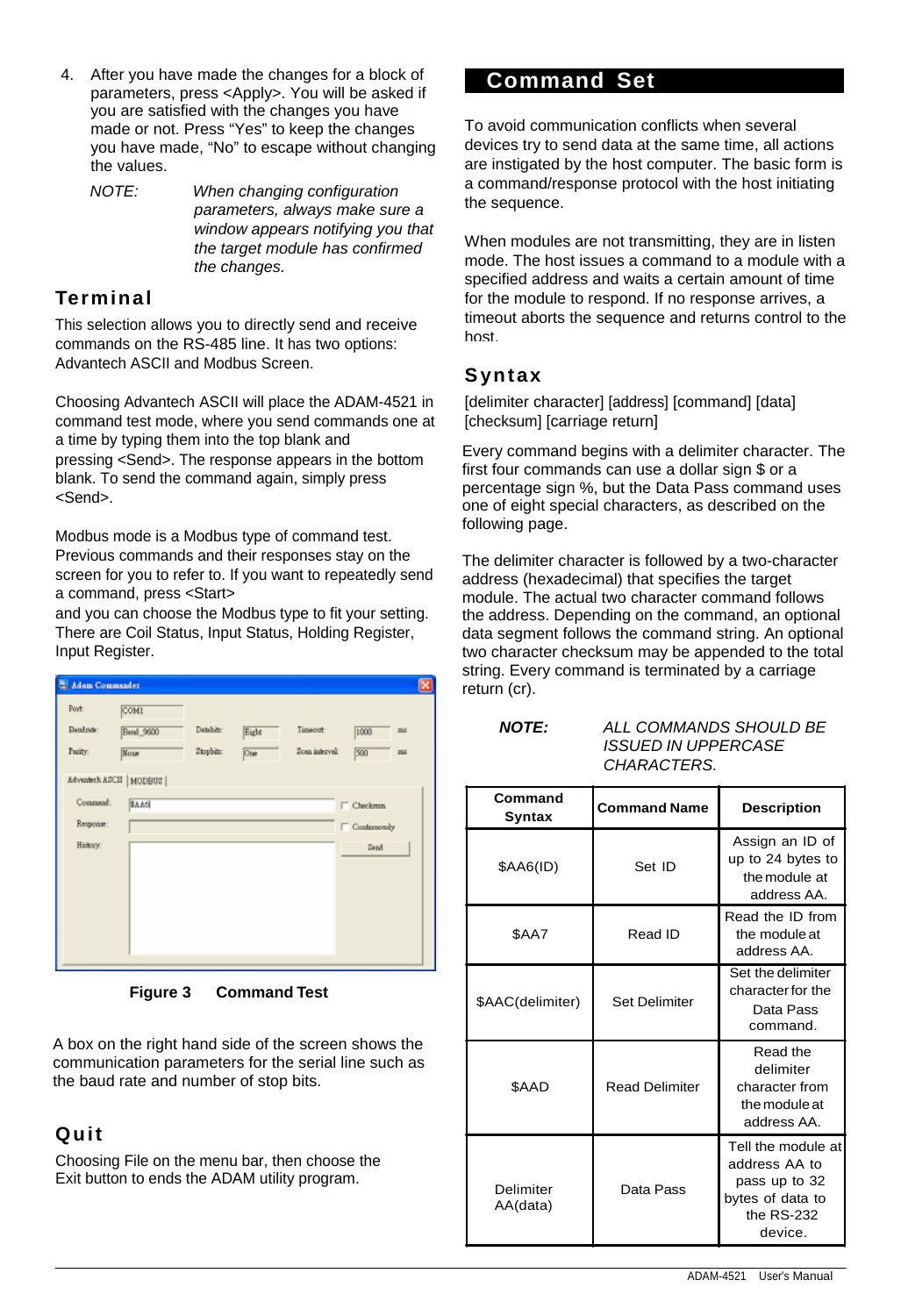4. After you have made the changes for a block of parameters, press <Apply>. You will be asked if you are satisfied with the changes you have made or not. Press "Yes" to keep the changes you have made, "No" to escape without changing the values.

   *NOTE: When changing configuration parameters, always make sure a window appears notifying you that the target module has confirmed the changes.*

## Terminal

This selection allows you to directly send and receive commands on the RS-485 line. It has two options: Advantech ASCII and Modbus Screen.

Choosing Advantech ASCII will place the ADAM-4521 in command test mode, where you send commands one at a time by typing them into the top blank and pressing <Send>. The response appears in the bottom blank. To send the command again, simply press <Send>.

Modbus mode is a Modbus type of command test. Previous commands and their responses stay on the screen for you to refer to. If you want to repeatedly send a command, press <Start>
and you can choose the Modbus type to fit your setting. There are Coil Status, Input Status, Holding Register, Input Register.

**Figure 3 Command Test**

A box on the right hand side of the screen shows the communication parameters for the serial line such as the baud rate and number of stop bits.

## Quit

Choosing File on the menu bar, then choose the Exit button to ends the ADAM utility program.

# Command Set

To avoid communication conflicts when several devices try to send data at the same time, all actions are instigated by the host computer. The basic form is a command/response protocol with the host initiating the sequence.

When modules are not transmitting, they are in listen mode. The host issues a command to a module with a specified address and waits a certain amount of time for the module to respond. If no response arrives, a timeout aborts the sequence and returns control to the host.

## Syntax

[delimiter character] [address] [command] [data] [checksum] [carriage return]

Every command begins with a delimiter character. The first four commands can use a dollar sign $ or a percentage sign %, but the Data Pass command uses one of eight special characters, as described on the following page.

The delimiter character is followed by a two-character address (hexadecimal) that specifies the target module. The actual two character command follows the address. Depending on the command, an optional data segment follows the command string. An optional two character checksum may be appended to the total string. Every command is terminated by a carriage return (cr).

***NOTE:*** *ALL COMMANDS SHOULD BE ISSUED IN UPPERCASE CHARACTERS.*

| Command Syntax | Command Name | Description |
|---|---|---|
| $AA6(ID) | Set ID | Assign an ID of up to 24 bytes to the module at address AA. |
| $AA7 | Read ID | Read the ID from the module at address AA. |
| $AAC(delimiter) | Set Delimiter | Set the delimiter character for the Data Pass command. |
| $AAD | Read Delimiter | Read the delimiter character from the module at address AA. |
| Delimiter AA(data) | Data Pass | Tell the module at address AA to pass up to 32 bytes of data to the RS-232 device. |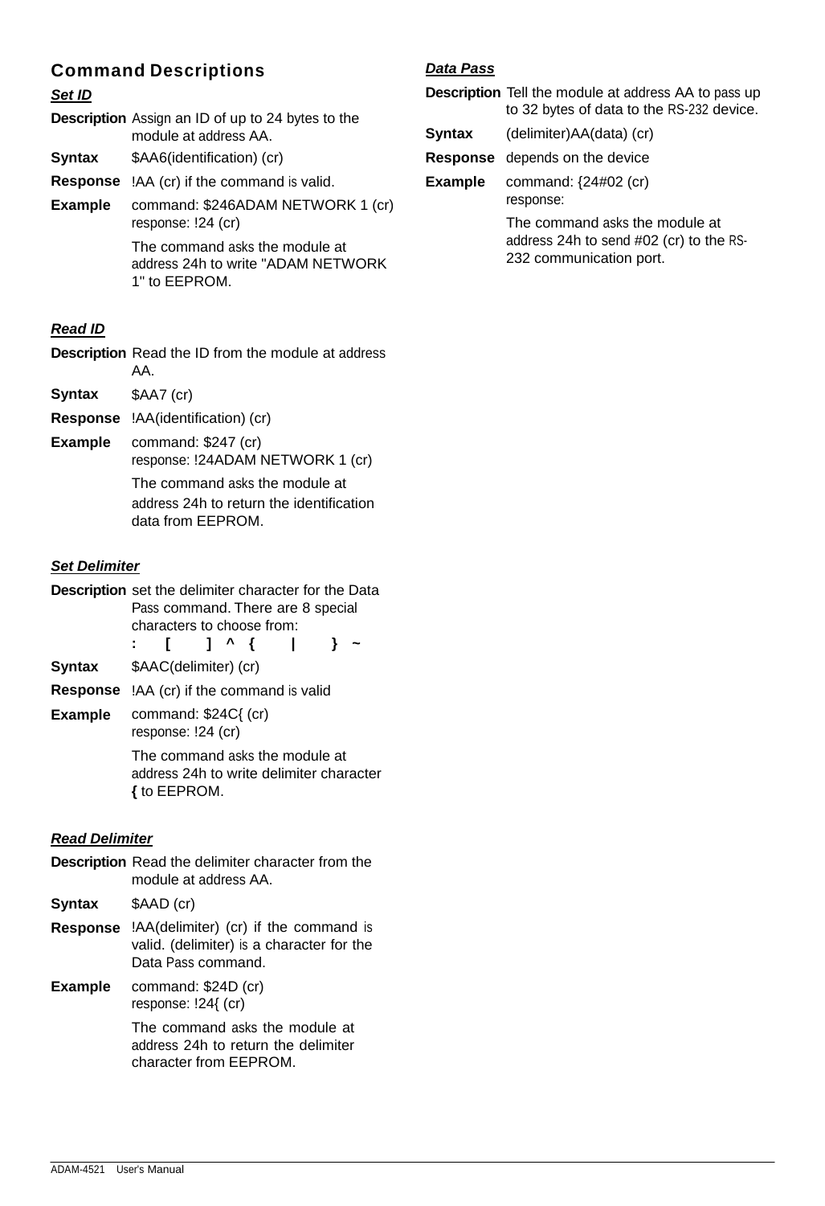## Command Descriptions

### *Set ID*

**Description** Assign an ID of up to 24 bytes to the module at address AA.

**Syntax** $AA6(identification) (cr)

**Response** !AA (cr) if the command is valid.

**Example** command: $246ADAM NETWORK 1 (cr)
response: !24 (cr)

The command asks the module at address 24h to write "ADAM NETWORK 1" to EEPROM.

### *Read ID*

**Description** Read the ID from the module at address AA.

**Syntax** $AA7 (cr)

**Response** !AA(identification) (cr)

**Example** command: $247 (cr)
response: !24ADAM NETWORK 1 (cr)

The command asks the module at address 24h to return the identification data from EEPROM.

### *Set Delimiter*

**Description** set the delimiter character for the Data Pass command. There are 8 special characters to choose from:
**: [ ] ^ { | } ~**

**Syntax** $AAC(delimiter) (cr)

**Response** !AA (cr) if the command is valid

**Example** command: $24C{ (cr)
response: !24 (cr)

The command asks the module at address 24h to write delimiter character **{** to EEPROM.

### *Read Delimiter*

**Description** Read the delimiter character from the module at address AA.

**Syntax** $AAD (cr)

**Response** !AA(delimiter) (cr) if the command is valid. (delimiter) is a character for the Data Pass command.

**Example** command: $24D (cr)
response: !24{ (cr)

The command asks the module at address 24h to return the delimiter character from EEPROM.

### *Data Pass*

**Description** Tell the module at address AA to pass up to 32 bytes of data to the RS-232 device.

**Syntax** (delimiter)AA(data) (cr)

**Response** depends on the device

**Example** command: {24#02 (cr)
response:

The command asks the module at address 24h to send #02 (cr) to the RS-232 communication port.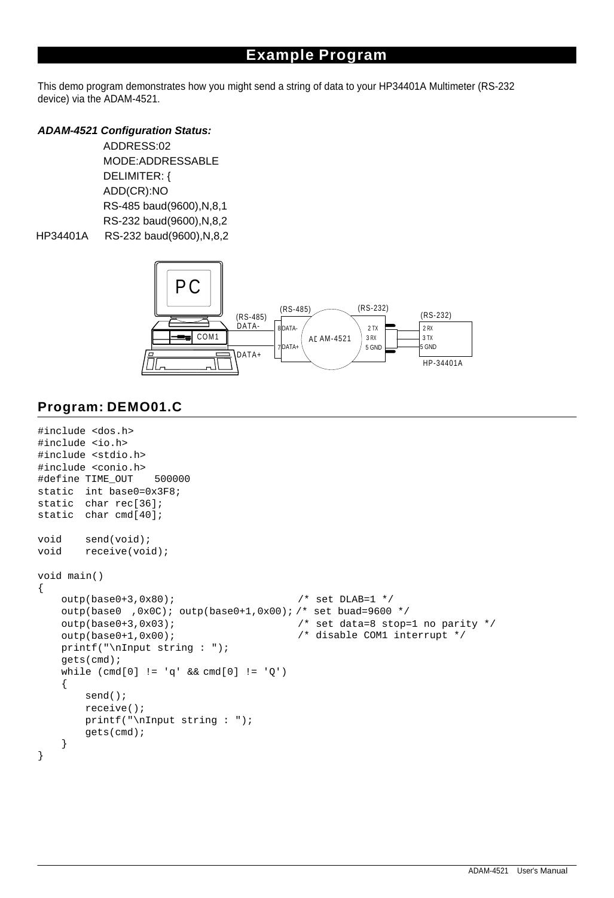## Example Program

This demo program demonstrates how you might send a string of data to your HP34401A Multimeter (RS-232 device) via the ADAM-4521.

***ADAM-4521 Configuration Status:***

ADDRESS:02
MODE:ADDRESSABLE
DELIMITER: {
ADD(CR):NO
RS-485 baud(9600),N,8,1
RS-232 baud(9600),N,8,2

HP34401A RS-232 baud(9600),N,8,2

## Program: DEMO01.C

```
#include <dos.h>
#include <io.h>
#include <stdio.h>
#include <conio.h>
#define TIME_OUT    500000
static  int base0=0x3F8;
static  char rec[36];
static  char cmd[40];

void    send(void);
void    receive(void);

void main()
{
    outp(base0+3,0x80);                     /* set DLAB=1 */
    outp(base0  ,0x0C); outp(base0+1,0x00); /* set buad=9600 */
    outp(base0+3,0x03);                     /* set data=8 stop=1 no parity */
    outp(base0+1,0x00);                     /* disable COM1 interrupt */
    printf("\nInput string : ");
    gets(cmd);
    while (cmd[0] != 'q' && cmd[0] != 'Q')
    {
        send();
        receive();
        printf("\nInput string : ");
        gets(cmd);
    }
}
```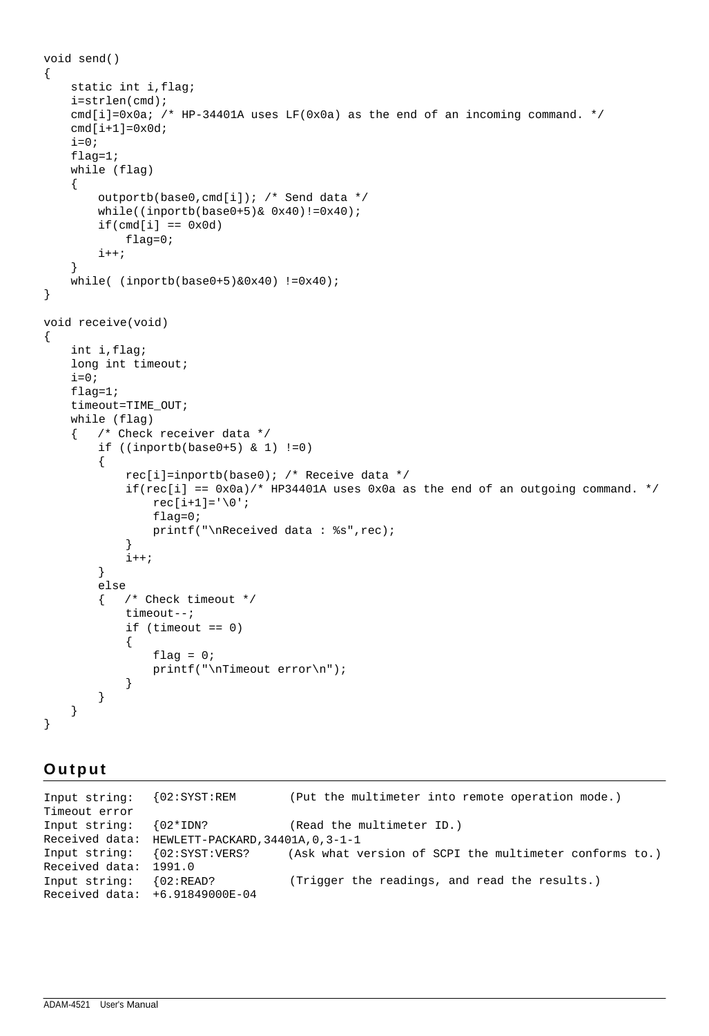```
void send()
{
    static int i,flag;
    i=strlen(cmd);
    cmd[i]=0x0a; /* HP-34401A uses LF(0x0a) as the end of an incoming command. */
    cmd[i+1]=0x0d;
    i=0;
    flag=1;
    while (flag)
    {
        outportb(base0,cmd[i]); /* Send data */
        while((inportb(base0+5)& 0x40)!=0x40);
        if(cmd[i] == 0x0d)
            flag=0;
        i++;
    }
    while( (inportb(base0+5)&0x40) !=0x40);
}

void receive(void)
{
    int i,flag;
    long int timeout;
    i=0;
    flag=1;
    timeout=TIME_OUT;
    while (flag)
    {   /* Check receiver data */
        if ((inportb(base0+5) & 1) !=0)
        {
            rec[i]=inportb(base0); /* Receive data */
            if(rec[i] == 0x0a)/* HP34401A uses 0x0a as the end of an outgoing command. */
                rec[i+1]='\0';
                flag=0;
                printf("\nReceived data : %s",rec);
            }
            i++;
        }
        else
        {   /* Check timeout */
            timeout--;
            if (timeout == 0)
            {
                flag = 0;
                printf("\nTimeout error\n");
            }
        }
    }
}
```

## Output

```
Input string:   {02:SYST:REM        (Put the multimeter into remote operation mode.)
Timeout error
Input string:   {02*IDN?            (Read the multimeter ID.)
Received data:  HEWLETT-PACKARD,34401A,0,3-1-1
Input string:   {02:SYST:VERS?      (Ask what version of SCPI the multimeter conforms to.)
Received data:  1991.0
Input string:   {02:READ?           (Trigger the readings, and read the results.)
Received data:  +6.91849000E-04
```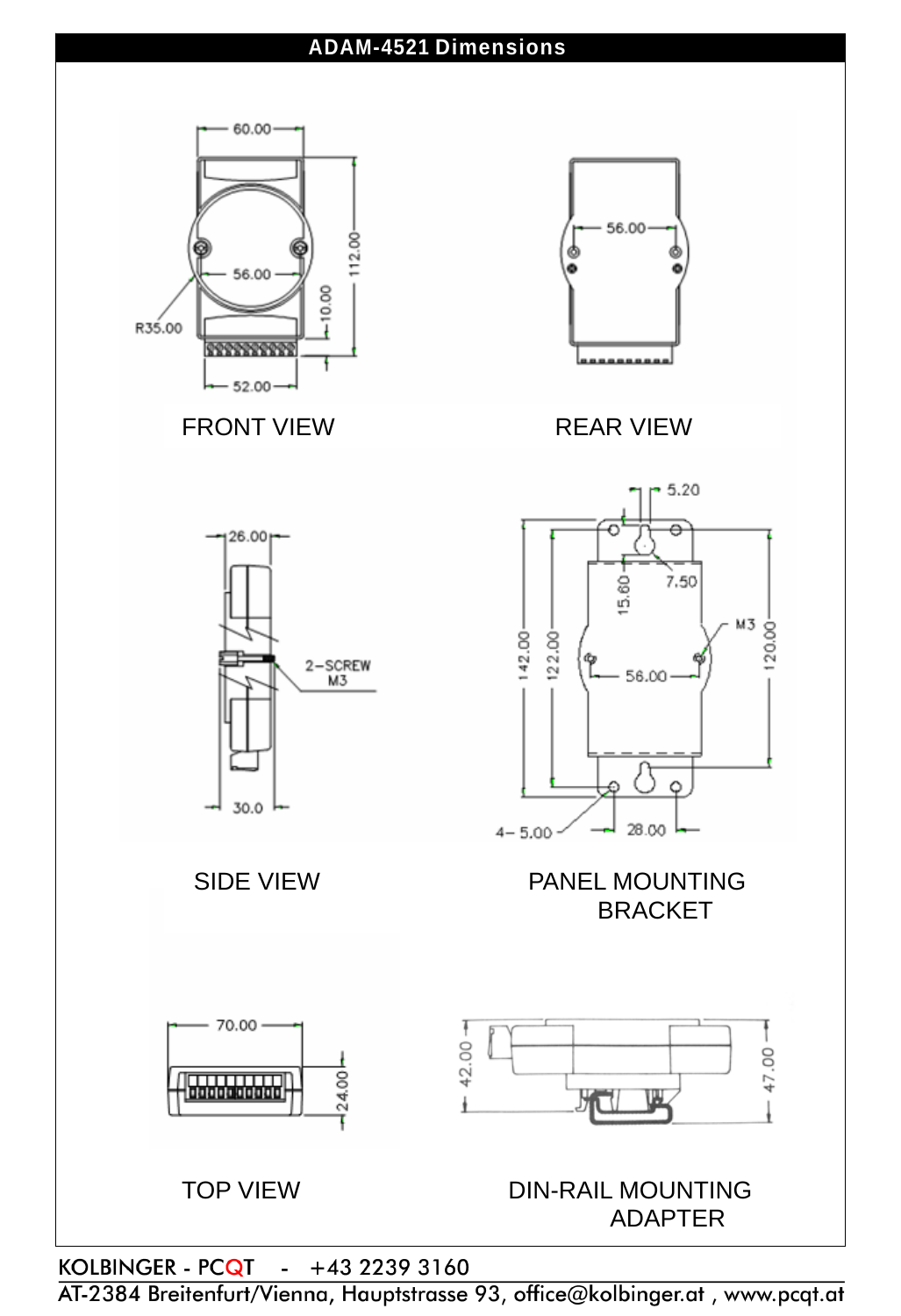## ADAM-4521 Dimensions

60.00
112.00
56.00
10.00
R35.00
52.00

FRONT VIEW

56.00

REAR VIEW

26.00
2-SCREW
M3
30.0

SIDE VIEW

5.20
7.50
15.60
M3
142.00
122.00
120.00
56.00
4-5.00
28.00

PANEL MOUNTING
BRACKET

70.00
24.00

TOP VIEW

42.00
47.00

DIN-RAIL MOUNTING
ADAPTER

KOLBINGER - PCQT - +43 2239 3160
AT-2384 Breitenfurt/Vienna, Hauptstrasse 93, office@kolbinger.at , www.pcqt.at